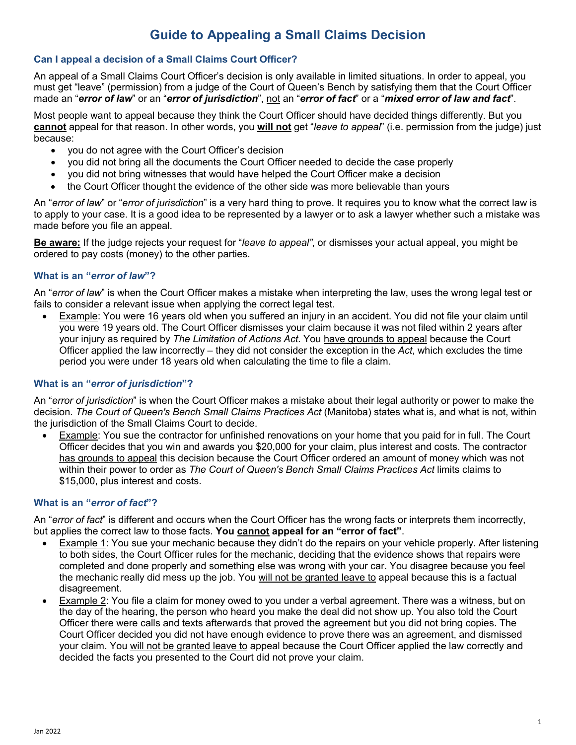# Guide to Appealing a Small Claims Decision

### Can I appeal a decision of a Small Claims Court Officer?

An appeal of a Small Claims Court Officer's decision is only available in limited situations. In order to appeal, you must get "leave" (permission) from a judge of the Court of Queen's Bench by satisfying them that the Court Officer made an "***error of law***" or an "***error of jurisdiction***", <u>not</u> an "***error of fact***" or a "***mixed error of law and fact***".

Most people want to appeal because they think the Court Officer should have decided things differently. But you <u>**cannot**</u> appeal for that reason. In other words, you <u>**will not**</u> get "*leave to appeal*" (i.e. permission from the judge) just because:

- you do not agree with the Court Officer's decision
- you did not bring all the documents the Court Officer needed to decide the case properly
- you did not bring witnesses that would have helped the Court Officer make a decision
- the Court Officer thought the evidence of the other side was more believable than yours

An "*error of law*" or "*error of jurisdiction*" is a very hard thing to prove. It requires you to know what the correct law is to apply to your case. It is a good idea to be represented by a lawyer or to ask a lawyer whether such a mistake was made before you file an appeal.

<u>**Be aware:**</u> If the judge rejects your request for "*leave to appeal*", or dismisses your actual appeal, you might be ordered to pay costs (money) to the other parties.

### What is an "*error of law*"?

An "*error of law*" is when the Court Officer makes a mistake when interpreting the law, uses the wrong legal test or fails to consider a relevant issue when applying the correct legal test.

- <u>Example</u>: You were 16 years old when you suffered an injury in an accident. You did not file your claim until you were 19 years old. The Court Officer dismisses your claim because it was not filed within 2 years after your injury as required by *The Limitation of Actions Act*. You <u>have grounds to appeal</u> because the Court Officer applied the law incorrectly – they did not consider the exception in the *Act*, which excludes the time period you were under 18 years old when calculating the time to file a claim.

### What is an "*error of jurisdiction*"?

An "*error of jurisdiction*" is when the Court Officer makes a mistake about their legal authority or power to make the decision. *The Court of Queen's Bench Small Claims Practices Act* (Manitoba) states what is, and what is not, within the jurisdiction of the Small Claims Court to decide.

- <u>Example</u>: You sue the contractor for unfinished renovations on your home that you paid for in full. The Court Officer decides that you win and awards you $20,000 for your claim, plus interest and costs. The contractor <u>has grounds to appeal</u> this decision because the Court Officer ordered an amount of money which was not within their power to order as *The Court of Queen's Bench Small Claims Practices Act* limits claims to $15,000, plus interest and costs.

### What is an "*error of fact*"?

An "*error of fact*" is different and occurs when the Court Officer has the wrong facts or interprets them incorrectly, but applies the correct law to those facts. **You <u>cannot</u> appeal for an "error of fact"**.

- <u>Example 1</u>: You sue your mechanic because they didn't do the repairs on your vehicle properly. After listening to both sides, the Court Officer rules for the mechanic, deciding that the evidence shows that repairs were completed and done properly and something else was wrong with your car. You disagree because you feel the mechanic really did mess up the job. You <u>will not be granted leave to</u> appeal because this is a factual disagreement.
- <u>Example 2</u>: You file a claim for money owed to you under a verbal agreement. There was a witness, but on the day of the hearing, the person who heard you make the deal did not show up. You also told the Court Officer there were calls and texts afterwards that proved the agreement but you did not bring copies. The Court Officer decided you did not have enough evidence to prove there was an agreement, and dismissed your claim. You <u>will not be granted leave to</u> appeal because the Court Officer applied the law correctly and decided the facts you presented to the Court did not prove your claim.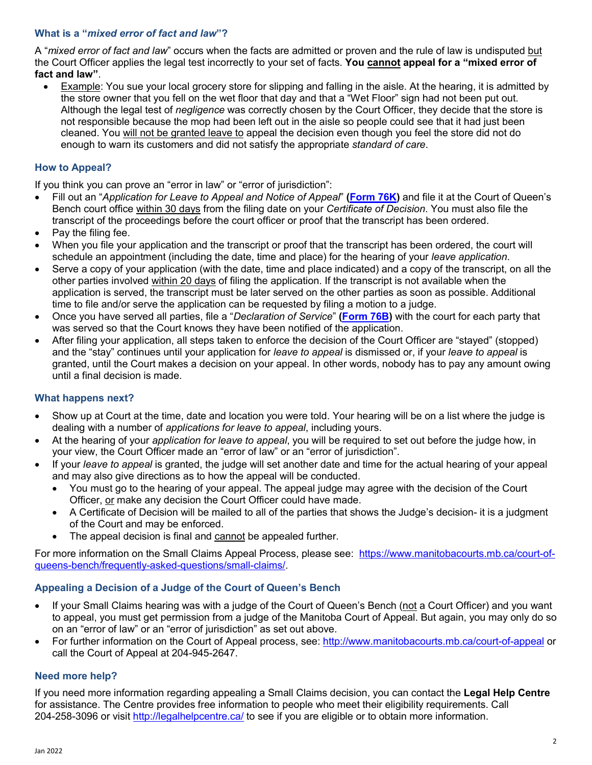### What is a "*mixed error of fact and law*"?

A "*mixed error of fact and law*" occurs when the facts are admitted or proven and the rule of law is undisputed but the Court Officer applies the legal test incorrectly to your set of facts. **You cannot appeal for a "mixed error of fact and law"**.

- Example: You sue your local grocery store for slipping and falling in the aisle. At the hearing, it is admitted by the store owner that you fell on the wet floor that day and that a "Wet Floor" sign had not been put out. Although the legal test of *negligence* was correctly chosen by the Court Officer, they decide that the store is not responsible because the mop had been left out in the aisle so people could see that it had just been cleaned. You will not be granted leave to appeal the decision even though you feel the store did not do enough to warn its customers and did not satisfy the appropriate *standard of care*.

### How to Appeal?

If you think you can prove an "error in law" or "error of jurisdiction":

- Fill out an "*Application for Leave to Appeal and Notice of Appeal*" **(Form 76K)** and file it at the Court of Queen's Bench court office within 30 days from the filing date on your *Certificate of Decision*. You must also file the transcript of the proceedings before the court officer or proof that the transcript has been ordered.
- Pay the filing fee.
- When you file your application and the transcript or proof that the transcript has been ordered, the court will schedule an appointment (including the date, time and place) for the hearing of your *leave application*.
- Serve a copy of your application (with the date, time and place indicated) and a copy of the transcript, on all the other parties involved within 20 days of filing the application. If the transcript is not available when the application is served, the transcript must be later served on the other parties as soon as possible. Additional time to file and/or serve the application can be requested by filing a motion to a judge.
- Once you have served all parties, file a "*Declaration of Service*" **(Form 76B)** with the court for each party that was served so that the Court knows they have been notified of the application.
- After filing your application, all steps taken to enforce the decision of the Court Officer are "stayed" (stopped) and the "stay" continues until your application for *leave to appeal* is dismissed or, if your *leave to appeal* is granted, until the Court makes a decision on your appeal. In other words, nobody has to pay any amount owing until a final decision is made.

### What happens next?

- Show up at Court at the time, date and location you were told. Your hearing will be on a list where the judge is dealing with a number of *applications for leave to appeal*, including yours.
- At the hearing of your *application for leave to appeal*, you will be required to set out before the judge how, in your view, the Court Officer made an "error of law" or an "error of jurisdiction".
- If your *leave to appeal* is granted, the judge will set another date and time for the actual hearing of your appeal and may also give directions as to how the appeal will be conducted.
  - You must go to the hearing of your appeal. The appeal judge may agree with the decision of the Court Officer, or make any decision the Court Officer could have made.
  - A Certificate of Decision will be mailed to all of the parties that shows the Judge's decision- it is a judgment of the Court and may be enforced.
  - The appeal decision is final and cannot be appealed further.

For more information on the Small Claims Appeal Process, please see: https://www.manitobacourts.mb.ca/court-of-queens-bench/frequently-asked-questions/small-claims/.

### Appealing a Decision of a Judge of the Court of Queen's Bench

- If your Small Claims hearing was with a judge of the Court of Queen's Bench (not a Court Officer) and you want to appeal, you must get permission from a judge of the Manitoba Court of Appeal. But again, you may only do so on an "error of law" or an "error of jurisdiction" as set out above.
- For further information on the Court of Appeal process, see: http://www.manitobacourts.mb.ca/court-of-appeal or call the Court of Appeal at 204-945-2647.

### Need more help?

If you need more information regarding appealing a Small Claims decision, you can contact the **Legal Help Centre** for assistance. The Centre provides free information to people who meet their eligibility requirements. Call 204-258-3096 or visit http://legalhelpcentre.ca/ to see if you are eligible or to obtain more information.